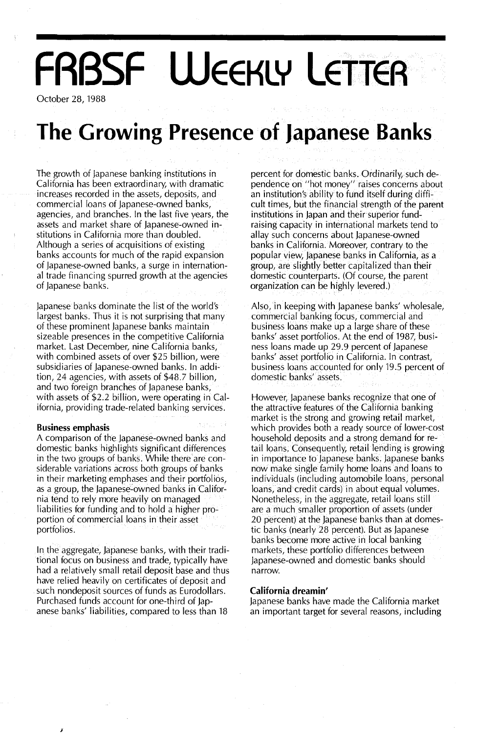# FRBSF Weekly Letter

October 28, 1988

# The Growing Presence of Japanese Banks

The growth of Japanese banking institutions in California has been extraordinary, with dramatic increases recorded in the assets, deposits, and commercial loans of Japanese-owned banks, agencies, and branches. In the last five years, the assets and market share of Japanese-owned institutions in California more than doubled. Although a series of acquisitions of existing banks accounts for much of the rapid expansion of Japanese-owned banks, a surge in international trade financing spurred growth at the agencies of Japanese banks.

Japanese banks dominate the list of the world's largest banks. Thus it is not surprising that many of these prominent Japanese banks maintain sizeable presences in the competitive California market. Last December, nine California banks, with combined assets of over $25 billion, were subsidiaries of Japanese-owned banks. In addition, 24 agencies, with assets of $48.7 billion, and two foreign branches of Japanese banks, with assets of $2.2 billion, were operating in California, providing trade-related banking services.

### Business emphasis

A comparison of the Japanese-owned banks and domestic banks highlights significant differences in the two groups of banks. While there are considerable variations across both groups of banks in their marketing emphases and their portfolios, as a group, the Japanese-owned banks in California tend to rely more heavily on managed liabilities for funding and to hold a higher proportion of commercial loans in their asset portfolios.

In the aggregate, Japanese banks, with their traditional focus on business and trade, typically have had a relatively small retail deposit base and thus have relied heavily on certificates of deposit and such nondeposit sources of funds as Eurodollars. Purchased funds account for one-third of Japanese banks' liabilities, compared to less than 18 percent for domestic banks. Ordinarily, such dependence on "hot money" raises concerns about an institution's ability to fund itself during difficult times, but the financial strength of the parent institutions in Japan and their superior fund-raising capacity in international markets tend to allay such concerns about Japanese-owned banks in California. Moreover, contrary to the popular view, Japanese banks in California, as a group, are slightly better capitalized than their domestic counterparts. (Of course, the parent organization can be highly levered.)

Also, in keeping with Japanese banks' wholesale, commercial banking focus, commercial and business loans make up a large share of these banks' asset portfolios. At the end of 1987, business loans made up 29.9 percent of Japanese banks' asset portfolio in California. In contrast, business loans accounted for only 19.5 percent of domestic banks' assets.

However, Japanese banks recognize that one of the attractive features of the California banking market is the strong and growing retail market, which provides both a ready source of lower-cost household deposits and a strong demand for retail loans. Consequently, retail lending is growing in importance to Japanese banks. Japanese banks now make single family home loans and loans to individuals (including automobile loans, personal loans, and credit cards) in about equal volumes. Nonetheless, in the aggregate, retail loans still are a much smaller proportion of assets (under 20 percent) at the Japanese banks than at domestic banks (nearly 28 percent). But as Japanese banks become more active in local banking markets, these portfolio differences between Japanese-owned and domestic banks should narrow.

### California dreamin'

Japanese banks have made the California market an important target for several reasons, including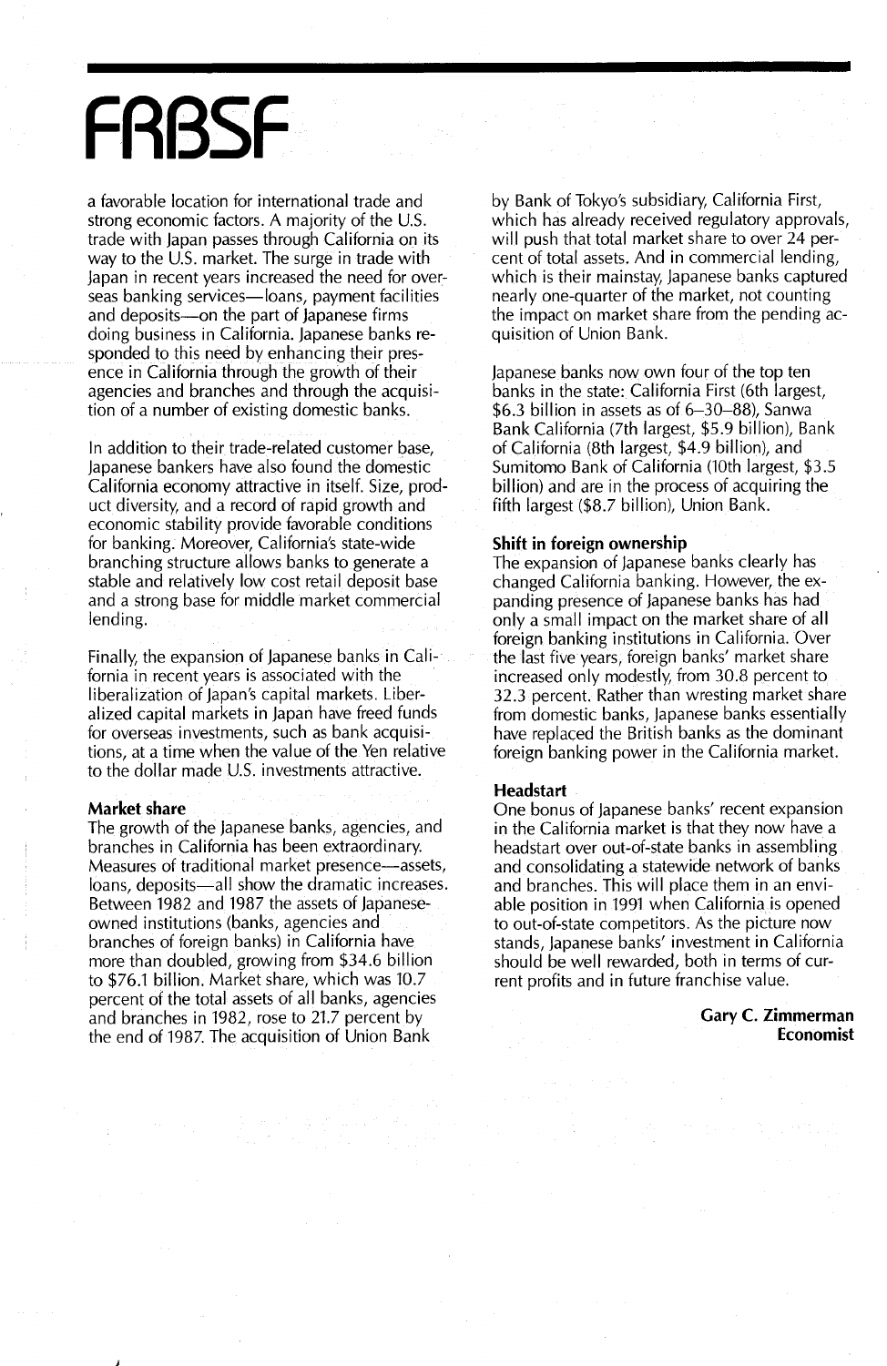a favorable location for international trade and strong economic factors. A majority of the U.S. trade with Japan passes through California on its way to the U.S. market. The surge in trade with Japan in recent years increased the need for overseas banking services—loans, payment facilities and deposits—on the part of Japanese firms doing business in California. Japanese banks responded to this need by enhancing their presence in California through the growth of their agencies and branches and through the acquisition of a number of existing domestic banks.

In addition to their trade-related customer base, Japanese bankers have also found the domestic California economy attractive in itself. Size, product diversity, and a record of rapid growth and economic stability provide favorable conditions for banking. Moreover, California's state-wide branching structure allows banks to generate a stable and relatively low cost retail deposit base and a strong base for middle market commercial lending.

Finally, the expansion of Japanese banks in California in recent years is associated with the liberalization of Japan's capital markets. Liberalized capital markets in Japan have freed funds for overseas investments, such as bank acquisitions, at a time when the value of the Yen relative to the dollar made U.S. investments attractive.

### Market share

The growth of the Japanese banks, agencies, and branches in California has been extraordinary. Measures of traditional market presence—assets, loans, deposits—all show the dramatic increases. Between 1982 and 1987 the assets of Japanese-owned institutions (banks, agencies and branches of foreign banks) in California have more than doubled, growing from $34.6 billion to $76.1 billion. Market share, which was 10.7 percent of the total assets of all banks, agencies and branches in 1982, rose to 21.7 percent by the end of 1987. The acquisition of Union Bank by Bank of Tokyo's subsidiary, California First, which has already received regulatory approvals, will push that total market share to over 24 percent of total assets. And in commercial lending, which is their mainstay, Japanese banks captured nearly one-quarter of the market, not counting the impact on market share from the pending acquisition of Union Bank.

Japanese banks now own four of the top ten banks in the state: California First (6th largest, $6.3 billion in assets as of 6–30–88), Sanwa Bank California (7th largest, $5.9 billion), Bank of California (8th largest, $4.9 billion), and Sumitomo Bank of California (10th largest, $3.5 billion) and are in the process of acquiring the fifth largest ($8.7 billion), Union Bank.

### Shift in foreign ownership

The expansion of Japanese banks clearly has changed California banking. However, the expanding presence of Japanese banks has had only a small impact on the market share of all foreign banking institutions in California. Over the last five years, foreign banks' market share increased only modestly, from 30.8 percent to 32.3 percent. Rather than wresting market share from domestic banks, Japanese banks essentially have replaced the British banks as the dominant foreign banking power in the California market.

### Headstart

One bonus of Japanese banks' recent expansion in the California market is that they now have a headstart over out-of-state banks in assembling and consolidating a statewide network of banks and branches. This will place them in an enviable position in 1991 when California is opened to out-of-state competitors. As the picture now stands, Japanese banks' investment in California should be well rewarded, both in terms of current profits and in future franchise value.

**Gary C. Zimmerman**
**Economist**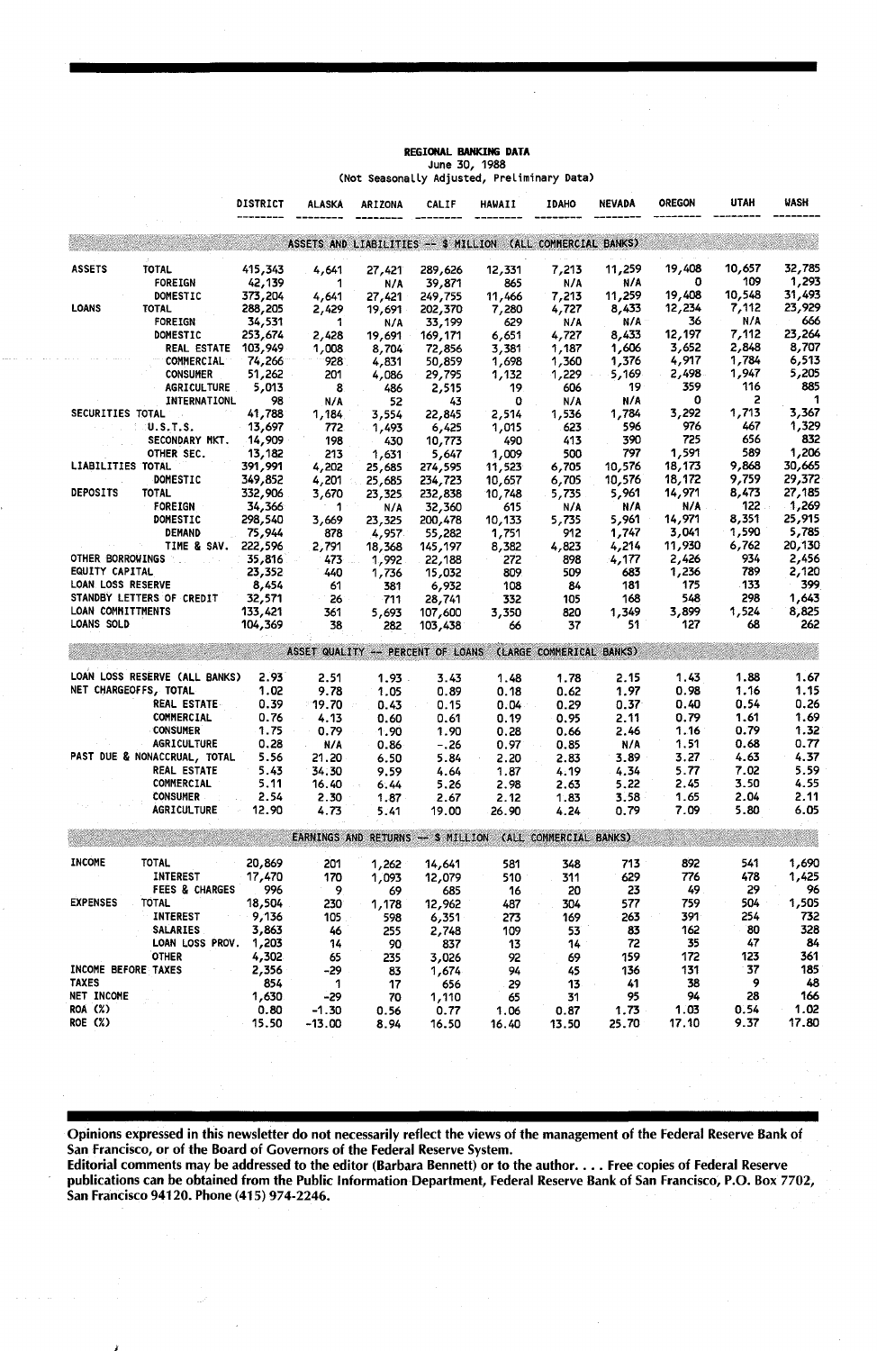**REGIONAL BANKING DATA**
June 30, 1988
(Not Seasonally Adjusted, Preliminary Data)

| | | DISTRICT | ALASKA | ARIZONA | CALIF | HAWAII | IDAHO | NEVADA | OREGON | UTAH | WASH |
|---|---|---|---|---|---|---|---|---|---|---|---|
| **ASSETS AND LIABILITIES -- $ MILLION (ALL COMMERCIAL BANKS)** | | | | | | | | | | | |
| ASSETS | TOTAL | 415,343 | 4,641 | 27,421 | 289,626 | 12,331 | 7,213 | 11,259 | 19,408 | 10,657 | 32,785 |
| | FOREIGN | 42,139 | 1 | N/A | 39,871 | 865 | N/A | N/A | 0 | 109 | 1,293 |
| | DOMESTIC | 373,204 | 4,641 | 27,421 | 249,755 | 11,466 | 7,213 | 11,259 | 19,408 | 10,548 | 31,493 |
| LOANS | TOTAL | 288,205 | 2,429 | 19,691 | 202,370 | 7,280 | 4,727 | 8,433 | 12,234 | 7,112 | 23,929 |
| | FOREIGN | 34,531 | 1 | N/A | 33,199 | 629 | N/A | N/A | 36 | N/A | 666 |
| | DOMESTIC | 253,674 | 2,428 | 19,691 | 169,171 | 6,651 | 4,727 | 8,433 | 12,197 | 7,112 | 23,264 |
| | REAL ESTATE | 103,949 | 1,008 | 8,704 | 72,856 | 3,381 | 1,187 | 1,606 | 3,652 | 2,848 | 8,707 |
| | COMMERCIAL | 74,266 | 928 | 4,831 | 50,859 | 1,698 | 1,360 | 1,376 | 4,917 | 1,784 | 6,513 |
| | CONSUMER | 51,262 | 201 | 4,086 | 29,795 | 1,132 | 1,229 | 5,169 | 2,498 | 1,947 | 5,205 |
| | AGRICULTURE | 5,013 | 8 | 486 | 2,515 | 19 | 606 | 19 | 359 | 116 | 885 |
| | INTERNATIONL | 98 | N/A | 52 | 43 | 0 | N/A | N/A | 0 | 2 | 1 |
| SECURITIES TOTAL | | 41,788 | 1,184 | 3,554 | 22,845 | 2,514 | 1,536 | 1,784 | 3,292 | 1,713 | 3,367 |
| | U.S.T.S. | 13,697 | 772 | 1,493 | 6,425 | 1,015 | 623 | 596 | 976 | 467 | 1,329 |
| | SECONDARY MKT. | 14,909 | 198 | 430 | 10,773 | 490 | 413 | 390 | 725 | 656 | 832 |
| | OTHER SEC. | 13,182 | 213 | 1,631 | 5,647 | 1,009 | 500 | 797 | 1,591 | 589 | 1,206 |
| LIABILITIES TOTAL | | 391,991 | 4,202 | 25,685 | 274,595 | 11,523 | 6,705 | 10,576 | 18,173 | 9,868 | 30,665 |
| | DOMESTIC | 349,852 | 4,201 | 25,685 | 234,723 | 10,657 | 6,705 | 10,576 | 18,172 | 9,759 | 29,372 |
| DEPOSITS | TOTAL | 332,906 | 3,670 | 23,325 | 232,838 | 10,748 | 5,735 | 5,961 | 14,971 | 8,473 | 27,185 |
| | FOREIGN | 34,366 | 1 | N/A | 32,360 | 615 | N/A | N/A | N/A | 122 | 1,269 |
| | DOMESTIC | 298,540 | 3,669 | 23,325 | 200,478 | 10,133 | 5,735 | 5,961 | 14,971 | 8,351 | 25,915 |
| | DEMAND | 75,944 | 878 | 4,957 | 55,282 | 1,751 | 912 | 1,747 | 3,041 | 1,590 | 5,785 |
| | TIME & SAV. | 222,596 | 2,791 | 18,368 | 145,197 | 8,382 | 4,823 | 4,214 | 11,930 | 6,762 | 20,130 |
| OTHER BORROWINGS | | 35,816 | 473 | 1,992 | 22,188 | 272 | 898 | 4,177 | 2,426 | 934 | 2,456 |
| EQUITY CAPITAL | | 23,352 | 440 | 1,736 | 15,032 | 809 | 509 | 683 | 1,236 | 789 | 2,120 |
| LOAN LOSS RESERVE | | 8,454 | 61 | 381 | 6,932 | 108 | 84 | 181 | 175 | 133 | 399 |
| STANDBY LETTERS OF CREDIT | | 32,571 | 26 | 711 | 28,741 | 332 | 105 | 168 | 548 | 298 | 1,643 |
| LOAN COMMITMENTS | | 133,421 | 361 | 5,693 | 107,600 | 3,350 | 820 | 1,349 | 3,899 | 1,524 | 8,825 |
| LOANS SOLD | | 104,369 | 38 | 282 | 103,438 | 66 | 37 | 51 | 127 | 68 | 262 |
| **ASSET QUALITY -- PERCENT OF LOANS (LARGE COMMERCIAL BANKS)** | | | | | | | | | | | |
| LOAN LOSS RESERVE (ALL BANKS) | | 2.93 | 2.51 | 1.93 | 3.43 | 1.48 | 1.78 | 2.15 | 1.43 | 1.88 | 1.67 |
| NET CHARGEOFFS, TOTAL | | 1.02 | 9.78 | 1.05 | 0.89 | 0.18 | 0.62 | 1.97 | 0.98 | 1.16 | 1.15 |
| | REAL ESTATE | 0.39 | 19.70 | 0.43 | 0.15 | 0.04 | 0.29 | 0.37 | 0.40 | 0.54 | 0.26 |
| | COMMERCIAL | 0.76 | 4.13 | 0.60 | 0.61 | 0.19 | 0.95 | 2.11 | 0.79 | 1.61 | 1.69 |
| | CONSUMER | 1.75 | 0.79 | 1.90 | 1.90 | 0.28 | 0.66 | 2.46 | 1.16 | 0.79 | 1.32 |
| | AGRICULTURE | 0.28 | N/A | 0.86 | -.26 | 0.97 | 0.85 | N/A | 1.51 | 0.68 | 0.77 |
| PAST DUE & NONACCRUAL, TOTAL | | 5.56 | 21.20 | 6.50 | 5.84 | 2.20 | 2.83 | 3.89 | 3.27 | 4.63 | 4.37 |
| | REAL ESTATE | 5.43 | 34.30 | 9.59 | 4.64 | 1.87 | 4.19 | 4.34 | 5.77 | 7.02 | 5.59 |
| | COMMERCIAL | 5.11 | 16.40 | 6.44 | 5.26 | 2.98 | 2.63 | 5.22 | 2.45 | 3.50 | 4.55 |
| | CONSUMER | 2.54 | 2.30 | 1.87 | 2.67 | 2.12 | 1.83 | 3.58 | 1.65 | 2.04 | 2.11 |
| | AGRICULTURE | 12.90 | 4.73 | 5.41 | 19.00 | 26.90 | 4.24 | 0.79 | 7.09 | 5.80 | 6.05 |
| **EARNINGS AND RETURNS -- $ MILLION (ALL COMMERCIAL BANKS)** | | | | | | | | | | | |
| INCOME | TOTAL | 20,869 | 201 | 1,262 | 14,641 | 581 | 348 | 713 | 892 | 541 | 1,690 |
| | INTEREST | 17,470 | 170 | 1,093 | 12,079 | 510 | 311 | 629 | 776 | 478 | 1,425 |
| | FEES & CHARGES | 996 | 9 | 69 | 685 | 16 | 20 | 23 | 49 | 29 | 96 |
| EXPENSES | TOTAL | 18,504 | 230 | 1,178 | 12,962 | 487 | 304 | 577 | 759 | 504 | 1,505 |
| | INTEREST | 9,136 | 105 | 598 | 6,351 | 273 | 169 | 263 | 391 | 254 | 732 |
| | SALARIES | 3,863 | 46 | 255 | 2,748 | 109 | 53 | 83 | 162 | 80 | 328 |
| | LOAN LOSS PROV. | 1,203 | 14 | 90 | 837 | 13 | 14 | 72 | 35 | 47 | 84 |
| | OTHER | 4,302 | 65 | 235 | 3,026 | 92 | 69 | 159 | 172 | 123 | 361 |
| INCOME BEFORE TAXES | | 2,356 | -29 | 83 | 1,674 | 94 | 45 | 136 | 131 | 37 | 185 |
| TAXES | | 854 | 1 | 17 | 656 | 29 | 13 | 41 | 38 | 9 | 48 |
| NET INCOME | | 1,630 | -29 | 70 | 1,110 | 65 | 31 | 95 | 94 | 28 | 166 |
| ROA (%) | | 0.80 | -1.30 | 0.56 | 0.77 | 1.06 | 0.87 | 1.73 | 1.03 | 0.54 | 1.02 |
| ROE (%) | | 15.50 | -13.00 | 8.94 | 16.50 | 16.40 | 13.50 | 25.70 | 17.10 | 9.37 | 17.80 |

**Opinions expressed in this newsletter do not necessarily reflect the views of the management of the Federal Reserve Bank of San Francisco, or of the Board of Governors of the Federal Reserve System.**

**Editorial comments may be addressed to the editor (Barbara Bennett) or to the author. . . . Free copies of Federal Reserve publications can be obtained from the Public Information Department, Federal Reserve Bank of San Francisco, P.O. Box 7702, San Francisco 94120. Phone (415) 974-2246.**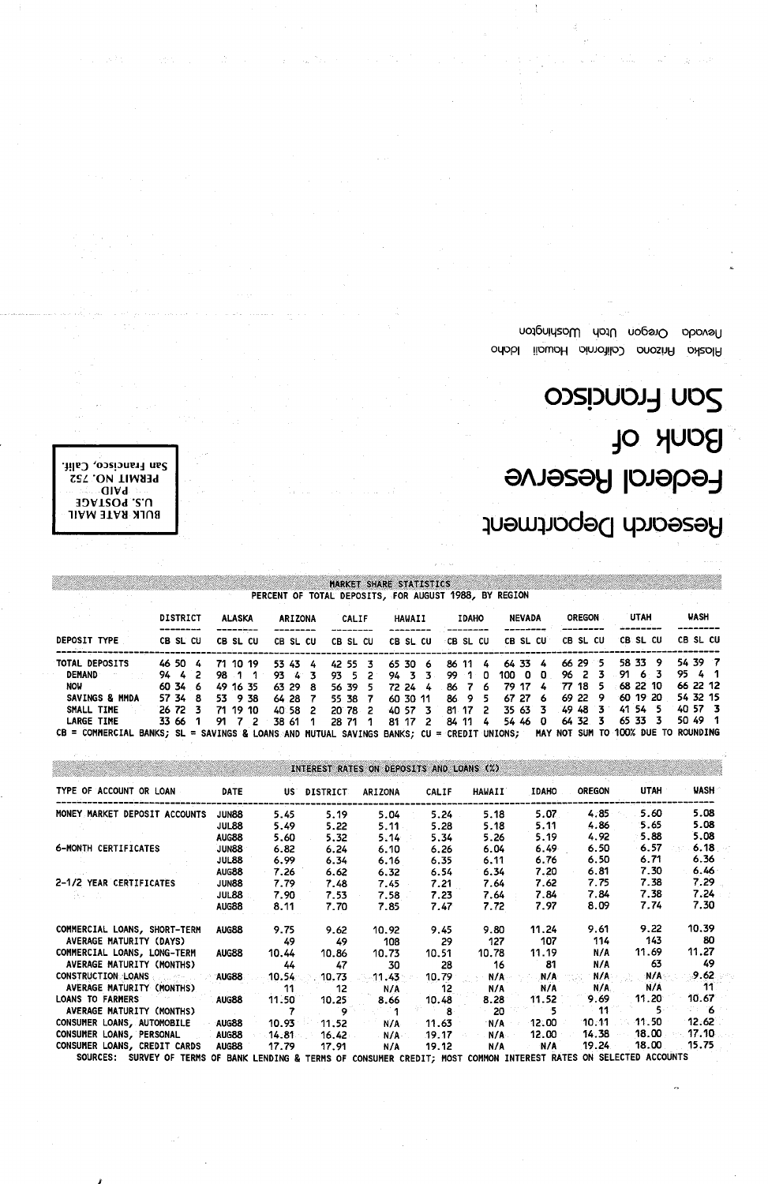# Research Department

# Federal Reserve Bank of San Francisco

Alaska Arizona California Hawaii Idaho
Nevada Oregon Utah Washington

BULK RATE MAIL
U.S. POSTAGE
PAID
PERMIT NO. 752
San Francisco, Calif.

## MARKET SHARE STATISTICS

PERCENT OF TOTAL DEPOSITS, FOR AUGUST 1988, BY REGION

| DEPOSIT TYPE | DISTRICT | | | ALASKA | | | ARIZONA | | | CALIF | | | HAWAII | | | IDAHO | | | NEVADA | | | OREGON | | | UTAH | | | WASH | | |
|---|---|---|---|---|---|---|---|---|---|---|---|---|---|---|---|---|---|---|---|---|---|---|---|---|---|---|---|---|---|---|
| | CB | SL | CU | CB | SL | CU | CB | SL | CU | CB | SL | CU | CB | SL | CU | CB | SL | CU | CB | SL | CU | CB | SL | CU | CB | SL | CU | CB | SL | CU |
| TOTAL DEPOSITS | 46 | 50 | 4 | 71 | 10 | 19 | 53 | 43 | 4 | 42 | 55 | 3 | 65 | 30 | 6 | 86 | 11 | 4 | 64 | 33 | 4 | 66 | 29 | 5 | 58 | 33 | 9 | 54 | 39 | 7 |
| DEMAND | 94 | 4 | 2 | 98 | 1 | 1 | 93 | 4 | 3 | 93 | 5 | 2 | 94 | 3 | 3 | 99 | 1 | 0 | 100 | 0 | 0 | 96 | 2 | 3 | 91 | 6 | 3 | 95 | 4 | 1 |
| NOW | 60 | 34 | 6 | 49 | 16 | 35 | 63 | 29 | 8 | 56 | 39 | 5 | 72 | 24 | 4 | 86 | 7 | 6 | 79 | 17 | 4 | 77 | 18 | 5 | 68 | 22 | 10 | 66 | 22 | 12 |
| SAVINGS & MMDA | 57 | 34 | 8 | 53 | 9 | 38 | 64 | 28 | 7 | 55 | 38 | 7 | 60 | 30 | 11 | 86 | 9 | 5 | 67 | 27 | 6 | 69 | 22 | 9 | 60 | 19 | 20 | 54 | 32 | 15 |
| SMALL TIME | 26 | 72 | 3 | 71 | 19 | 10 | 40 | 58 | 2 | 20 | 78 | 2 | 40 | 57 | 3 | 81 | 17 | 2 | 35 | 63 | 3 | 49 | 48 | 3 | 41 | 54 | 5 | 40 | 57 | 3 |
| LARGE TIME | 33 | 66 | 1 | 91 | 7 | 2 | 38 | 61 | 1 | 28 | 71 | 1 | 81 | 17 | 2 | 84 | 11 | 4 | 54 | 46 | 0 | 64 | 32 | 3 | 65 | 33 | 3 | 50 | 49 | 1 |

CB = COMMERCIAL BANKS; SL = SAVINGS & LOANS AND MUTUAL SAVINGS BANKS; CU = CREDIT UNIONS; MAY NOT SUM TO 100% DUE TO ROUNDING

## INTEREST RATES ON DEPOSITS AND LOANS (%)

| TYPE OF ACCOUNT OR LOAN | DATE | US | DISTRICT | ARIZONA | CALIF | HAWAII | IDAHO | OREGON | UTAH | WASH |
|---|---|---|---|---|---|---|---|---|---|---|
| MONEY MARKET DEPOSIT ACCOUNTS | JUN88 | 5.45 | 5.19 | 5.04 | 5.24 | 5.18 | 5.07 | 4.85 | 5.60 | 5.08 |
| | JUL88 | 5.49 | 5.22 | 5.11 | 5.28 | 5.18 | 5.11 | 4.86 | 5.65 | 5.08 |
| | AUG88 | 5.60 | 5.32 | 5.14 | 5.34 | 5.26 | 5.19 | 4.92 | 5.88 | 5.08 |
| 6-MONTH CERTIFICATES | JUN88 | 6.82 | 6.24 | 6.10 | 6.26 | 6.04 | 6.49 | 6.50 | 6.57 | 6.18 |
| | JUL88 | 6.99 | 6.34 | 6.16 | 6.35 | 6.11 | 6.76 | 6.50 | 6.71 | 6.36 |
| | AUG88 | 7.26 | 6.62 | 6.32 | 6.54 | 6.34 | 7.20 | 6.81 | 7.30 | 6.46 |
| 2-1/2 YEAR CERTIFICATES | JUN88 | 7.79 | 7.48 | 7.45 | 7.21 | 7.64 | 7.62 | 7.75 | 7.38 | 7.29 |
| | JUL88 | 7.90 | 7.53 | 7.58 | 7.23 | 7.64 | 7.84 | 7.84 | 7.38 | 7.24 |
| | AUG88 | 8.11 | 7.70 | 7.85 | 7.47 | 7.72 | 7.97 | 8.09 | 7.74 | 7.30 |
| COMMERCIAL LOANS, SHORT-TERM | AUG88 | 9.75 | 9.62 | 10.92 | 9.45 | 9.80 | 11.24 | 9.61 | 9.22 | 10.39 |
| AVERAGE MATURITY (DAYS) | | 49 | 49 | 108 | 29 | 127 | 107 | 114 | 143 | 80 |
| COMMERCIAL LOANS, LONG-TERM | AUG88 | 10.44 | 10.86 | 10.73 | 10.51 | 10.78 | 11.19 | N/A | 11.69 | 11.27 |
| AVERAGE MATURITY (MONTHS) | | 44 | 47 | 30 | 28 | 16 | 81 | N/A | 63 | 49 |
| CONSTRUCTION LOANS | AUG88 | 10.54 | 10.73 | 11.43 | 10.79 | N/A | N/A | N/A | N/A | 9.62 |
| AVERAGE MATURITY (MONTHS) | | 11 | 12 | N/A | 12 | N/A | N/A | N/A | N/A | 11 |
| LOANS TO FARMERS | AUG88 | 11.50 | 10.25 | 8.66 | 10.48 | 8.28 | 11.52 | 9.69 | 11.20 | 10.67 |
| AVERAGE MATURITY (MONTHS) | | 7 | 9 | 1 | 8 | 20 | 5 | 11 | 5 | 6 |
| CONSUMER LOANS, AUTOMOBILE | AUG88 | 10.93 | 11.52 | N/A | 11.63 | N/A | 12.00 | 10.11 | 11.50 | 12.62 |
| CONSUMER LOANS, PERSONAL | AUG88 | 14.81 | 16.42 | N/A | 19.17 | N/A | 12.00 | 14.38 | 18.00 | 17.10 |
| CONSUMER LOANS, CREDIT CARDS | AUG88 | 17.79 | 17.91 | N/A | 19.12 | N/A | N/A | 19.24 | 18.00 | 15.75 |

SOURCES: SURVEY OF TERMS OF BANK LENDING & TERMS OF CONSUMER CREDIT; MOST COMMON INTEREST RATES ON SELECTED ACCOUNTS